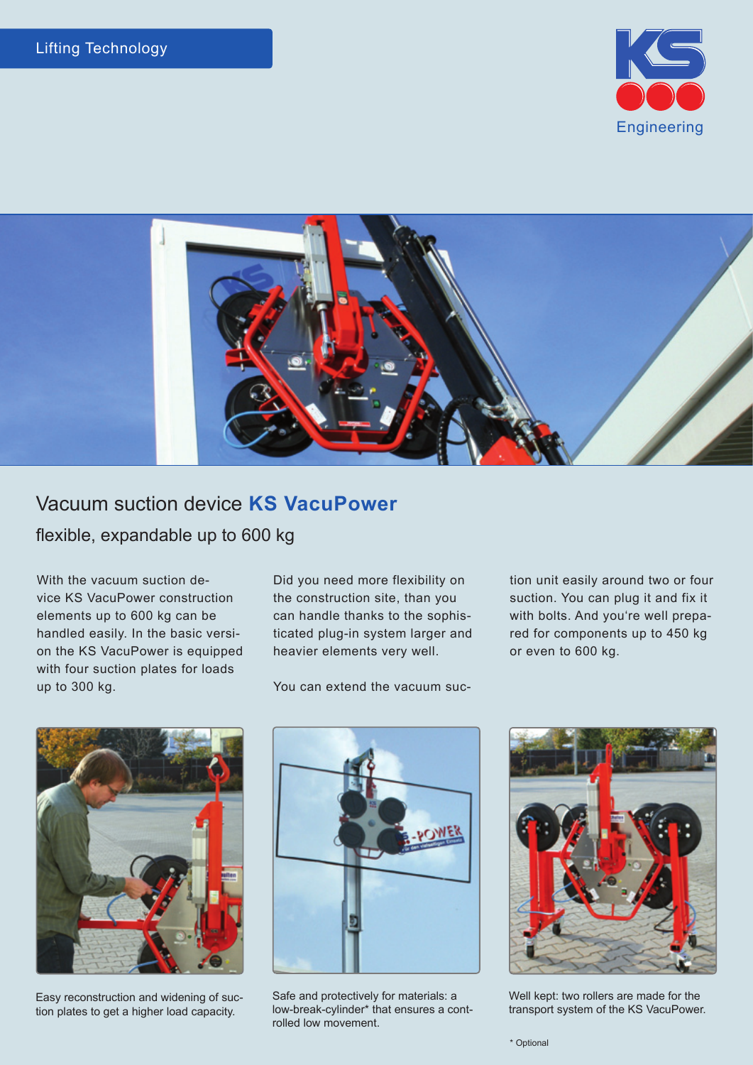Lifting Technology

KS Engineering

# Vacuum suction device **KS VacuPower**

## flexible, expandable up to 600 kg

With the vacuum suction device KS VacuPower construction elements up to 600 kg can be handled easily. In the basic version the KS VacuPower is equipped with four suction plates for loads up to 300 kg.

Did you need more flexibility on the construction site, than you can handle thanks to the sophisticated plug-in system larger and heavier elements very well.

You can extend the vacuum suction unit easily around two or four suction. You can plug it and fix it with bolts. And you're well prepared for components up to 450 kg or even to 600 kg.

Easy reconstruction and widening of suction plates to get a higher load capacity.

Safe and protectively for materials: a low-break-cylinder* that ensures a controlled low movement.

Well kept: two rollers are made for the transport system of the KS VacuPower.

* Optional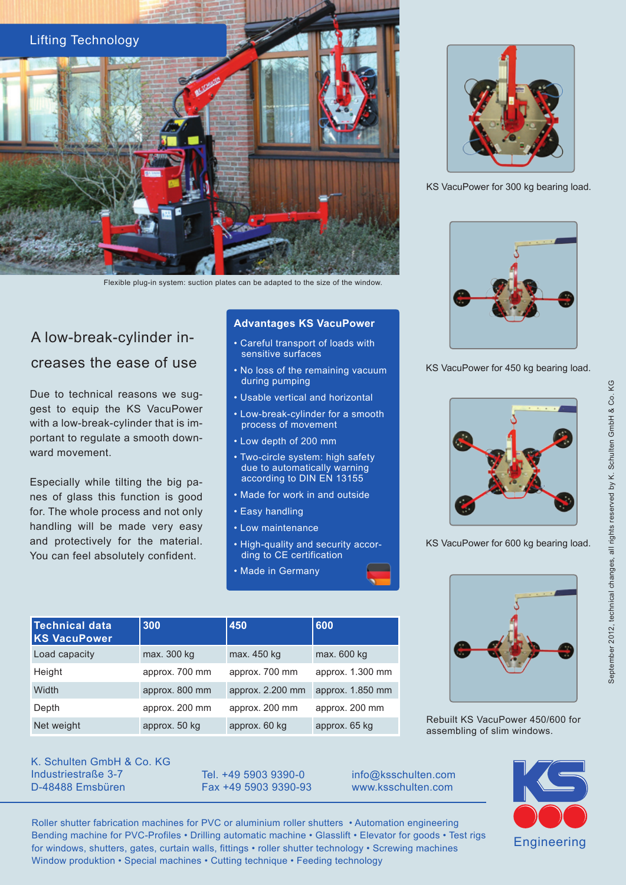Lifting Technology

Flexible plug-in system: suction plates can be adapted to the size of the window.

KS VacuPower for 300 kg bearing load.

KS VacuPower for 450 kg bearing load.

KS VacuPower for 600 kg bearing load.

Rebuilt KS VacuPower 450/600 for assembling of slim windows.

## A low-break-cylinder increases the ease of use

Due to technical reasons we suggest to equip the KS VacuPower with a low-break-cylinder that is important to regulate a smooth downward movement.

Especially while tilting the big panes of glass this function is good for. The whole process and not only handling will be made very easy and protectively for the material. You can feel absolutely confident.

### Advantages KS VacuPower

- Careful transport of loads with sensitive surfaces
- No loss of the remaining vacuum during pumping
- Usable vertical and horizontal
- Low-break-cylinder for a smooth process of movement
- Low depth of 200 mm
- Two-circle system: high safety due to automatically warning according to DIN EN 13155
- Made for work in and outside
- Easy handling
- Low maintenance
- High-quality and security according to CE certification
- Made in Germany

| Technical data KS VacuPower | 300 | 450 | 600 |
|---|---|---|---|
| Load capacity | max. 300 kg | max. 450 kg | max. 600 kg |
| Height | approx. 700 mm | approx. 700 mm | approx. 1.300 mm |
| Width | approx. 800 mm | approx. 2.200 mm | approx. 1.850 mm |
| Depth | approx. 200 mm | approx. 200 mm | approx. 200 mm |
| Net weight | approx. 50 kg | approx. 60 kg | approx. 65 kg |

September 2012, technical changes, all rights reserved by K. Schulten GmbH & Co. KG

K. Schulten GmbH & Co. KG
Industriestraße 3-7
D-48488 Emsbüren

Tel. +49 5903 9390-0
Fax +49 5903 9390-93

info@ksschulten.com
www.ksschulten.com

KS Engineering

Roller shutter fabrication machines for PVC or aluminium roller shutters • Automation engineering
Bending machine for PVC-Profiles • Drilling automatic machine • Glasslift • Elevator for goods • Test rigs for windows, shutters, gates, curtain walls, fittings • roller shutter technology • Screwing machines
Window produktion • Special machines • Cutting technique • Feeding technology